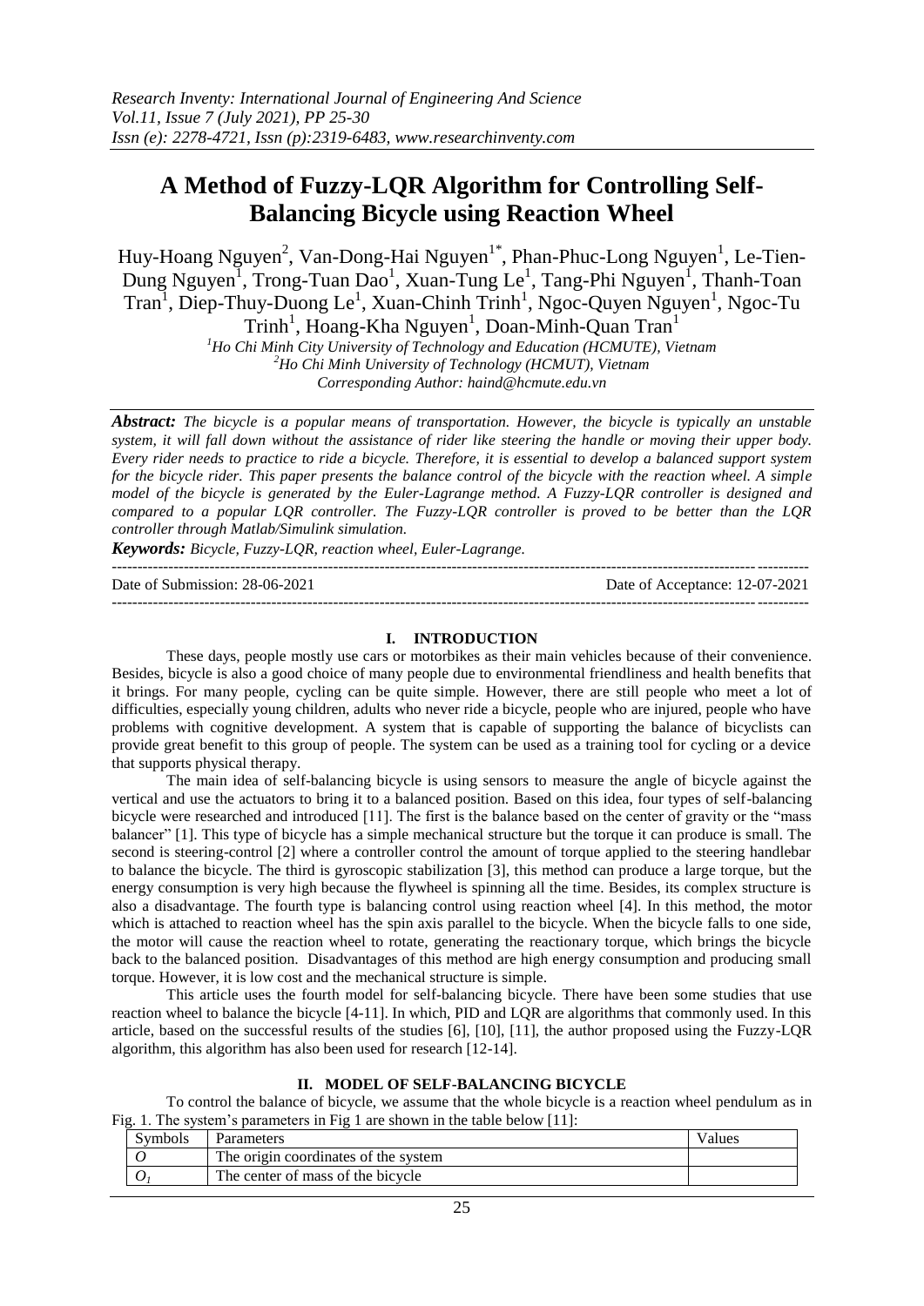# A Method of Fuzzy-LQR Algorithm for Controlling Self-Balancing Bicycle using Reaction Wheel

Huy-Hoang Nguyen[2], Van-Dong-Hai Nguyen[1*], Phan-Phuc-Long Nguyen[1], Le-Tien-Dung Nguyen[1], Trong-Tuan Dao[1], Xuan-Tung Le[1], Tang-Phi Nguyen[1], Thanh-Toan Tran[1], Diep-Thuy-Duong Le[1], Xuan-Chinh Trinh[1], Ngoc-Quyen Nguyen[1], Ngoc-Tu Trinh[1], Hoang-Kha Nguyen[1], Doan-Minh-Quan Tran[1]

*[1]Ho Chi Minh City University of Technology and Education (HCMUTE), Vietnam*
*[2]Ho Chi Minh University of Technology (HCMUT), Vietnam*
*Corresponding Author: haind@hcmute.edu.vn*

***Abstract:** The bicycle is a popular means of transportation. However, the bicycle is typically an unstable system, it will fall down without the assistance of rider like steering the handle or moving their upper body. Every rider needs to practice to ride a bicycle. Therefore, it is essential to develop a balanced support system for the bicycle rider. This paper presents the balance control of the bicycle with the reaction wheel. A simple model of the bicycle is generated by the Euler-Lagrange method. A Fuzzy-LQR controller is designed and compared to a popular LQR controller. The Fuzzy-LQR controller is proved to be better than the LQR controller through Matlab/Simulink simulation.*

***Keywords:** Bicycle, Fuzzy-LQR, reaction wheel, Euler-Lagrange.*

---

Date of Submission: 28-06-2021 Date of Acceptance: 12-07-2021

---

## I. INTRODUCTION

These days, people mostly use cars or motorbikes as their main vehicles because of their convenience. Besides, bicycle is also a good choice of many people due to environmental friendliness and health benefits that it brings. For many people, cycling can be quite simple. However, there are still people who meet a lot of difficulties, especially young children, adults who never ride a bicycle, people who are injured, people who have problems with cognitive development. A system that is capable of supporting the balance of bicyclists can provide great benefit to this group of people. The system can be used as a training tool for cycling or a device that supports physical therapy.

The main idea of self-balancing bicycle is using sensors to measure the angle of bicycle against the vertical and use the actuators to bring it to a balanced position. Based on this idea, four types of self-balancing bicycle were researched and introduced [11]. The first is the balance based on the center of gravity or the "mass balancer" [1]. This type of bicycle has a simple mechanical structure but the torque it can produce is small. The second is steering-control [2] where a controller control the amount of torque applied to the steering handlebar to balance the bicycle. The third is gyroscopic stabilization [3], this method can produce a large torque, but the energy consumption is very high because the flywheel is spinning all the time. Besides, its complex structure is also a disadvantage. The fourth type is balancing control using reaction wheel [4]. In this method, the motor which is attached to reaction wheel has the spin axis parallel to the bicycle. When the bicycle falls to one side, the motor will cause the reaction wheel to rotate, generating the reactionary torque, which brings the bicycle back to the balanced position. Disadvantages of this method are high energy consumption and producing small torque. However, it is low cost and the mechanical structure is simple.

This article uses the fourth model for self-balancing bicycle. There have been some studies that use reaction wheel to balance the bicycle [4-11]. In which, PID and LQR are algorithms that commonly used. In this article, based on the successful results of the studies [6], [10], [11], the author proposed using the Fuzzy-LQR algorithm, this algorithm has also been used for research [12-14].

## II. MODEL OF SELF-BALANCING BICYCLE

To control the balance of bicycle, we assume that the whole bicycle is a reaction wheel pendulum as in Fig. 1. The system's parameters in Fig 1 are shown in the table below [11]:

| Symbols | Parameters | Values |
|---|---|---|
| $O$ | The origin coordinates of the system | |
| $O_1$ | The center of mass of the bicycle | |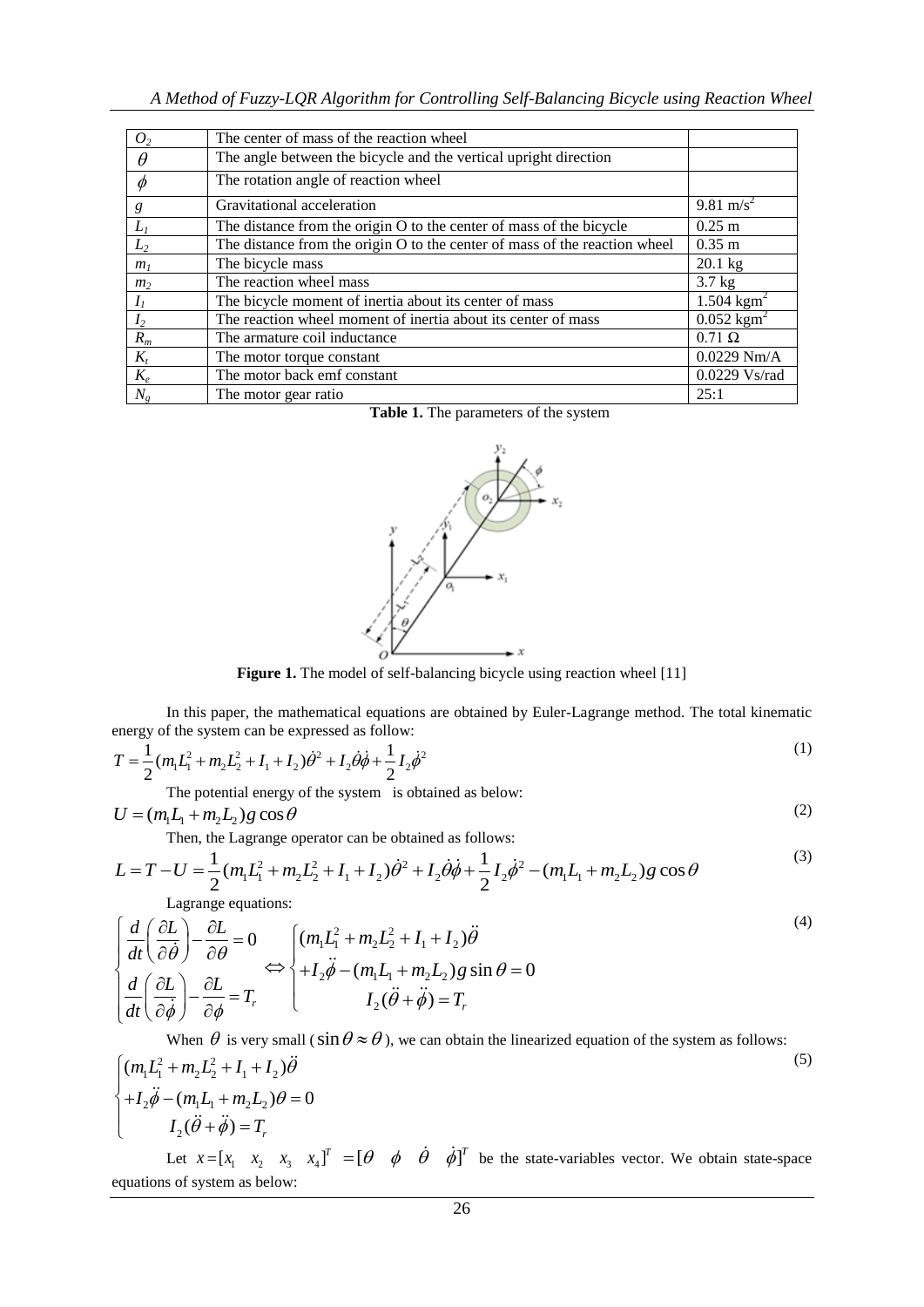| | | |
|---|---|---|
| $O_2$ | The center of mass of the reaction wheel | |
| $\theta$ | The angle between the bicycle and the vertical upright direction | |
| $\phi$ | The rotation angle of reaction wheel | |
| $g$ | Gravitational acceleration | 9.81 m/s$^2$ |
| $L_1$ | The distance from the origin O to the center of mass of the bicycle | 0.25 m |
| $L_2$ | The distance from the origin O to the center of mass of the reaction wheel | 0.35 m |
| $m_1$ | The bicycle mass | 20.1 kg |
| $m_2$ | The reaction wheel mass | 3.7 kg |
| $I_1$ | The bicycle moment of inertia about its center of mass | 1.504 kgm$^2$ |
| $I_2$ | The reaction wheel moment of inertia about its center of mass | 0.052 kgm$^2$ |
| $R_m$ | The armature coil inductance | 0.71 Ω |
| $K_t$ | The motor torque constant | 0.0229 Nm/A |
| $K_e$ | The motor back emf constant | 0.0229 Vs/rad |
| $N_g$ | The motor gear ratio | 25:1 |

**Table 1.** The parameters of the system

**Figure 1.** The model of self-balancing bicycle using reaction wheel [11]

In this paper, the mathematical equations are obtained by Euler-Lagrange method. The total kinematic energy of the system can be expressed as follow:

$$T = \frac{1}{2}(m_1L_1^2 + m_2L_2^2 + I_1 + I_2)\dot{\theta}^2 + I_2\dot{\theta}\dot{\phi} + \frac{1}{2}I_2\dot{\phi}^2 \tag{1}$$

The potential energy of the system is obtained as below:

$$U = (m_1L_1 + m_2L_2)g\cos\theta \tag{2}$$

Then, the Lagrange operator can be obtained as follows:

$$L = T - U = \frac{1}{2}(m_1L_1^2 + m_2L_2^2 + I_1 + I_2)\dot{\theta}^2 + I_2\dot{\theta}\dot{\phi} + \frac{1}{2}I_2\dot{\phi}^2 - (m_1L_1 + m_2L_2)g\cos\theta \tag{3}$$

Lagrange equations:

$$\begin{cases} \dfrac{d}{dt}\left(\dfrac{\partial L}{\partial \dot{\theta}}\right) - \dfrac{\partial L}{\partial \theta} = 0 \\ \dfrac{d}{dt}\left(\dfrac{\partial L}{\partial \dot{\phi}}\right) - \dfrac{\partial L}{\partial \phi} = T_r \end{cases} \Leftrightarrow \begin{cases} (m_1L_1^2 + m_2L_2^2 + I_1 + I_2)\ddot{\theta} \\ +I_2\ddot{\phi} - (m_1L_1 + m_2L_2)g\sin\theta = 0 \\ I_2(\ddot{\theta} + \ddot{\phi}) = T_r \end{cases} \tag{4}$$

When $\theta$ is very small ($\sin\theta \approx \theta$), we can obtain the linearized equation of the system as follows:

$$\begin{cases} (m_1L_1^2 + m_2L_2^2 + I_1 + I_2)\ddot{\theta} \\ +I_2\ddot{\phi} - (m_1L_1 + m_2L_2)\theta = 0 \\ I_2(\ddot{\theta} + \ddot{\phi}) = T_r \end{cases} \tag{5}$$

Let $x = [x_1 \quad x_2 \quad x_3 \quad x_4]^T = [\theta \quad \phi \quad \dot{\theta} \quad \dot{\phi}]^T$ be the state-variables vector. We obtain state-space equations of system as below: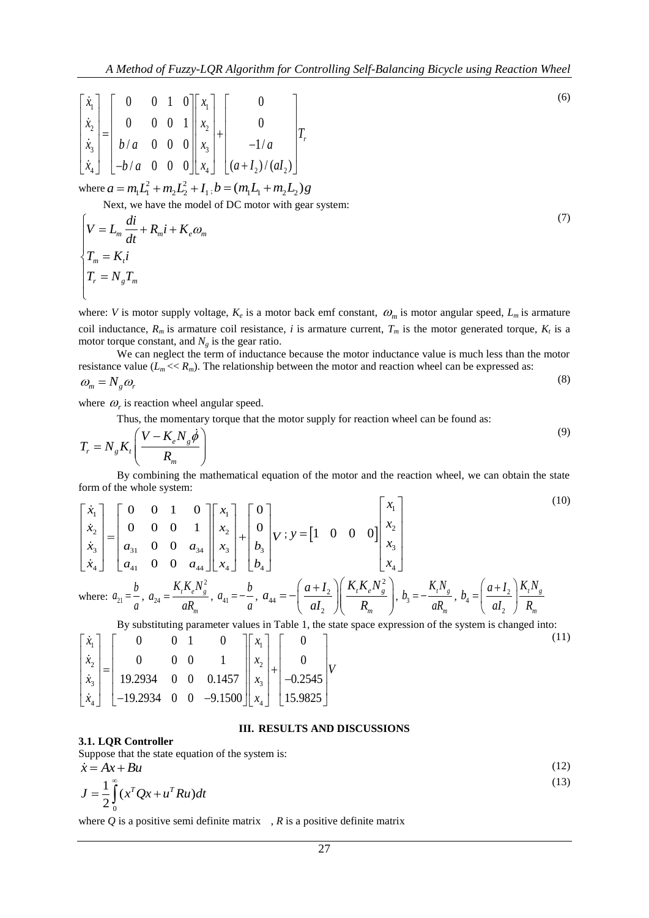$$
\begin{bmatrix} \dot{x}_1 \\ \dot{x}_2 \\ \dot{x}_3 \\ \dot{x}_4 \end{bmatrix} = \begin{bmatrix} 0 & 0 & 1 & 0 \\ 0 & 0 & 0 & 1 \\ b/a & 0 & 0 & 0 \\ -b/a & 0 & 0 & 0 \end{bmatrix} \begin{bmatrix} x_1 \\ x_2 \\ x_3 \\ x_4 \end{bmatrix} + \begin{bmatrix} 0 \\ 0 \\ -1/a \\ (a+I_2)/(aI_2) \end{bmatrix} T_r \tag{6}
$$

where $a = m_1 L_1^2 + m_2 L_2^2 + I_1$ ; $b = (m_1 L_1 + m_2 L_2) g$

Next, we have the model of DC motor with gear system:

$$
\begin{cases} V = L_m \dfrac{di}{dt} + R_m i + K_e \omega_m \\ T_m = K_t i \\ T_r = N_g T_m \end{cases} \tag{7}
$$

where: $V$ is motor supply voltage, $K_e$ is a motor back emf constant, $\omega_m$ is motor angular speed, $L_m$ is armature coil inductance, $R_m$ is armature coil resistance, $i$ is armature current, $T_m$ is the motor generated torque, $K_t$ is a motor torque constant, and $N_g$ is the gear ratio.

We can neglect the term of inductance because the motor inductance value is much less than the motor resistance value ($L_m << R_m$). The relationship between the motor and reaction wheel can be expressed as:

$$
\omega_m = N_g \omega_r \tag{8}
$$

where $\omega_r$ is reaction wheel angular speed.

Thus, the momentary torque that the motor supply for reaction wheel can be found as:

$$
T_r = N_g K_t \left( \frac{V - K_e N_g \dot{\phi}}{R_m} \right) \tag{9}
$$

By combining the mathematical equation of the motor and the reaction wheel, we can obtain the state form of the whole system:

$$
\begin{bmatrix} \dot{x}_1 \\ \dot{x}_2 \\ \dot{x}_3 \\ \dot{x}_4 \end{bmatrix} = \begin{bmatrix} 0 & 0 & 1 & 0 \\ 0 & 0 & 0 & 1 \\ a_{31} & 0 & 0 & a_{34} \\ a_{41} & 0 & 0 & a_{44} \end{bmatrix} \begin{bmatrix} x_1 \\ x_2 \\ x_3 \\ x_4 \end{bmatrix} + \begin{bmatrix} 0 \\ 0 \\ b_3 \\ b_4 \end{bmatrix} V \; ; \; y = \begin{bmatrix} 1 & 0 & 0 & 0 \end{bmatrix} \begin{bmatrix} x_1 \\ x_2 \\ x_3 \\ x_4 \end{bmatrix} \tag{10}
$$

where: $a_{21} = \dfrac{b}{a}$, $a_{24} = \dfrac{K_t K_e N_g^2}{a R_m}$, $a_{41} = -\dfrac{b}{a}$, $a_{44} = -\left( \dfrac{a+I_2}{aI_2} \right) \left( \dfrac{K_t K_e N_g^2}{R_m} \right)$, $b_3 = -\dfrac{K_t N_g}{a R_m}$, $b_4 = \left( \dfrac{a+I_2}{aI_2} \right) \dfrac{K_t N_g}{R_m}$

By substituting parameter values in Table 1, the state space expression of the system is changed into:

$$
\begin{bmatrix} \dot{x}_1 \\ \dot{x}_2 \\ \dot{x}_3 \\ \dot{x}_4 \end{bmatrix} = \begin{bmatrix} 0 & 0 & 1 & 0 \\ 0 & 0 & 0 & 1 \\ 19.2934 & 0 & 0 & 0.1457 \\ -19.2934 & 0 & 0 & -9.1500 \end{bmatrix} \begin{bmatrix} x_1 \\ x_2 \\ x_3 \\ x_4 \end{bmatrix} + \begin{bmatrix} 0 \\ 0 \\ -0.2545 \\ 15.9825 \end{bmatrix} V \tag{11}
$$

## III. RESULTS AND DISCUSSIONS

### 3.1. LQR Controller

Suppose that the state equation of the system is:

$$
\dot{x} = Ax + Bu \tag{12}
$$

$$
J = \frac{1}{2} \int_0^{\infty} (x^T Q x + u^T R u) dt \tag{13}
$$

where $Q$ is a positive semi definite matrix , $R$ is a positive definite matrix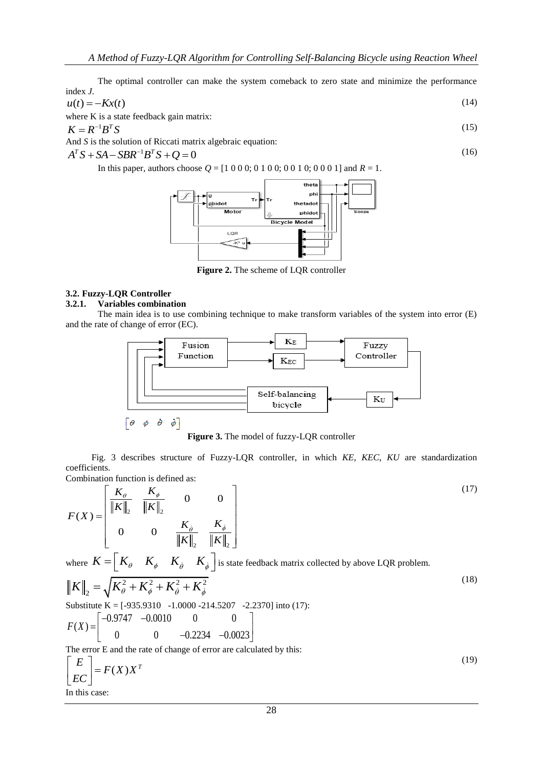The optimal controller can make the system comeback to zero state and minimize the performance index *J*.

$$u(t) = -Kx(t) \tag{14}$$

where K is a state feedback gain matrix:

$$K = R^{-1}B^{T}S \tag{15}$$

And *S* is the solution of Riccati matrix algebraic equation:

$$A^{T}S + SA - SBR^{-1}B^{T}S + Q = 0 \tag{16}$$

In this paper, authors choose $Q$ = [1 0 0 0; 0 1 0 0; 0 0 1 0; 0 0 0 1] and $R = 1$.

**Figure 2.** The scheme of LQR controller

### 3.2. Fuzzy-LQR Controller

#### 3.2.1. Variables combination

The main idea is to use combining technique to make transform variables of the system into error (E) and the rate of change of error (EC).

**Figure 3.** The model of fuzzy-LQR controller

Fig. 3 describes structure of Fuzzy-LQR controller, in which *KE*, *KEC*, *KU* are standardization coefficients.

Combination function is defined as:

$$F(X) = \begin{bmatrix} \frac{K_{\theta}}{\|K\|_2} & \frac{K_{\phi}}{\|K\|_2} & 0 & 0 \\ 0 & 0 & \frac{K_{\dot{\theta}}}{\|K\|_2} & \frac{K_{\dot{\phi}}}{\|K\|_2} \end{bmatrix} \tag{17}$$

where $K = \begin{bmatrix} K_{\theta} & K_{\phi} & K_{\dot{\theta}} & K_{\dot{\phi}} \end{bmatrix}$ is state feedback matrix collected by above LQR problem.

$$\|K\|_2 = \sqrt{K_{\theta}^2 + K_{\phi}^2 + K_{\dot{\theta}}^2 + K_{\dot{\phi}}^2} \tag{18}$$

Substitute K = [-935.9310 -1.0000 -214.5207 -2.2370] into (17):

$$F(X) = \begin{bmatrix} -0.9747 & -0.0010 & 0 & 0 \\ 0 & 0 & -0.2234 & -0.0023 \end{bmatrix}$$

The error E and the rate of change of error are calculated by this:

$$\begin{bmatrix} E \\ EC \end{bmatrix} = F(X)X^{T} \tag{19}$$

In this case: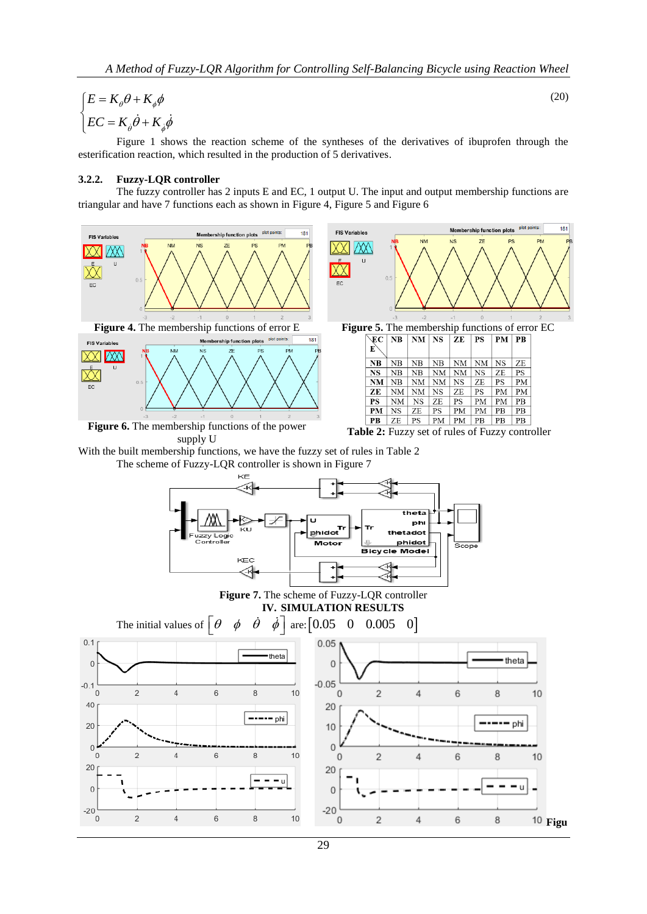$$\begin{cases} E = K_\theta \theta + K_\phi \phi \\ EC = K_\theta \dot{\theta} + K_\phi \dot{\phi} \end{cases} \tag{20}$$

Figure 1 shows the reaction scheme of the syntheses of the derivatives of ibuprofen through the esterification reaction, which resulted in the production of 5 derivatives.

### 3.2.2. Fuzzy-LQR controller

The fuzzy controller has 2 inputs E and EC, 1 output U. The input and output membership functions are triangular and have 7 functions each as shown in Figure 4, Figure 5 and Figure 6

FIS Variables
E
U
EC
Membership function plots
plot points: 181
NB NM NS ZE PS PM PB
1
0.5
0
-3 -2 -1 0 1 2 3

**Figure 4.** The membership functions of error E

FIS Variables
E
U
EC
Membership function plots
plot points: 181
NB NM NS ZE PS PM PB
1
0.5
0
-3 -2 -1 0 1 2 3

**Figure 5.** The membership functions of error EC

FIS Variables
E
U
EC
Membership function plots
plot points: 181
NB NM NS ZE PS PM PB
1
0.5
0
-3 -2 -1 0 1 2 3

**Figure 6.** The membership functions of the power supply U

| E \ EC | NB | NM | NS | ZE | PS | PM | PB |
|---|---|---|---|---|---|---|---|
| **NB** | NB | NB | NB | NM | NM | NS | ZE |
| **NS** | NB | NB | NM | NM | NS | ZE | PS |
| **NM** | NB | NM | NM | NS | ZE | PS | PM |
| **ZE** | NM | NM | NS | ZE | PS | PM | PM |
| **PS** | NM | NS | ZE | PS | PM | PM | PB |
| **PM** | NS | ZE | PS | PM | PM | PB | PB |
| **PB** | ZE | PS | PM | PM | PB | PB | PB |

**Table 2:** Fuzzy set of rules of Fuzzy controller

With the built membership functions, we have the fuzzy set of rules in Table 2

The scheme of Fuzzy-LQR controller is shown in Figure 7

KE
-K-
Fuzzy Logic Controller
KU
KEC
U
phidot
Tr
Motor
Tr
theta
phi
thetadot
phidot
Bicycle Model
Scope

**Figure 7.** The scheme of Fuzzy-LQR controller

## IV. SIMULATION RESULTS

The initial values of $\begin{bmatrix} \theta & \phi & \dot{\theta} & \dot{\phi} \end{bmatrix}$ are: $\begin{bmatrix} 0.05 & 0 & 0.005 & 0 \end{bmatrix}$

theta
0.1
0
-0.1
0 2 4 6 8 10
phi
40
20
0
0 2 4 6 8 10
u
20
0
-20
0 2 4 6 8 10

theta
0.05
0
-0.05
0 2 4 6 8 10
phi
20
10
0
0 2 4 6 8 10
u
20
0
-20
0 2 4 6 8 10

**Figu**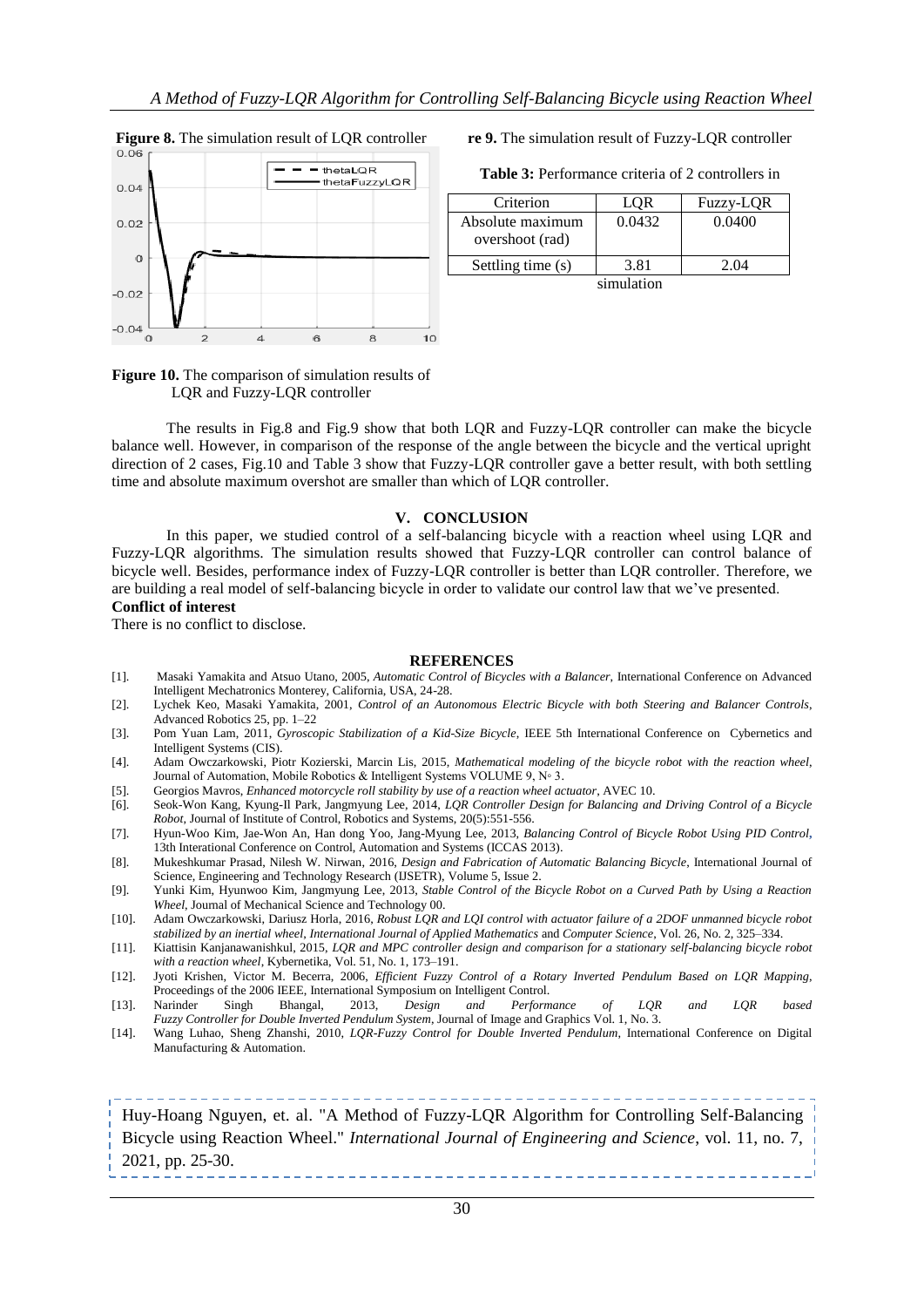**Figure 8.** The simulation result of LQR controller

**re 9.** The simulation result of Fuzzy-LQR controller

**Table 3:** Performance criteria of 2 controllers in simulation

| Criterion | LQR | Fuzzy-LQR |
|---|---|---|
| Absolute maximum overshoot (rad) | 0.0432 | 0.0400 |
| Settling time (s) | 3.81 | 2.04 |

0.06
0.04
0.02
0
-0.02
-0.04
0 2 4 6 8 10
thetaLQR
thetaFuzzyLQR

**Figure 10.** The comparison of simulation results of LQR and Fuzzy-LQR controller

The results in Fig.8 and Fig.9 show that both LQR and Fuzzy-LQR controller can make the bicycle balance well. However, in comparison of the response of the angle between the bicycle and the vertical upright direction of 2 cases, Fig.10 and Table 3 show that Fuzzy-LQR controller gave a better result, with both settling time and absolute maximum overshot are smaller than which of LQR controller.

## V. CONCLUSION

In this paper, we studied control of a self-balancing bicycle with a reaction wheel using LQR and Fuzzy-LQR algorithms. The simulation results showed that Fuzzy-LQR controller can control balance of bicycle well. Besides, performance index of Fuzzy-LQR controller is better than LQR controller. Therefore, we are building a real model of self-balancing bicycle in order to validate our control law that we've presented.

**Conflict of interest**

There is no conflict to disclose.

## REFERENCES

[1]. Masaki Yamakita and Atsuo Utano, 2005, *Automatic Control of Bicycles with a Balancer*, International Conference on Advanced Intelligent Mechatronics Monterey, California, USA, 24-28.

[2]. Lychek Keo, Masaki Yamakita, 2001, *Control of an Autonomous Electric Bicycle with both Steering and Balancer Controls*, Advanced Robotics 25, pp. 1–22

[3]. Pom Yuan Lam, 2011, *Gyroscopic Stabilization of a Kid-Size Bicycle*, IEEE 5th International Conference on Cybernetics and Intelligent Systems (CIS).

[4]. Adam Owczarkowski, Piotr Kozierski, Marcin Lis, 2015, *Mathematical modeling of the bicycle robot with the reaction wheel*, Journal of Automation, Mobile Robotics & Intelligent Systems VOLUME 9, N◦ 3.

[5]. Georgios Mavros, *Enhanced motorcycle roll stability by use of a reaction wheel actuator*, AVEC 10.

[6]. Seok-Won Kang, Kyung-Il Park, Jangmyung Lee, 2014, *LQR Controller Design for Balancing and Driving Control of a Bicycle Robot*, Journal of Institute of Control, Robotics and Systems, 20(5):551-556.

[7]. Hyun-Woo Kim, Jae-Won An, Han dong Yoo, Jang-Myung Lee, 2013, *Balancing Control of Bicycle Robot Using PID Control*, 13th Interational Conference on Control, Automation and Systems (ICCAS 2013).

[8]. Mukeshkumar Prasad, Nilesh W. Nirwan, 2016, *Design and Fabrication of Automatic Balancing Bicycle*, International Journal of Science, Engineering and Technology Research (IJSETR), Volume 5, Issue 2.

[9]. Yunki Kim, Hyunwoo Kim, Jangmyung Lee, 2013, *Stable Control of the Bicycle Robot on a Curved Path by Using a Reaction Wheel*, Journal of Mechanical Science and Technology 00.

[10]. Adam Owczarkowski, Dariusz Horla, 2016, *Robust LQR and LQI control with actuator failure of a 2DOF unmanned bicycle robot stabilized by an inertial wheel*, *International Journal of Applied Mathematics* and *Computer Science*, Vol. 26, No. 2, 325–334.

[11]. Kiattisin Kanjanawanishkul, 2015, *LQR and MPC controller design and comparison for a stationary self-balancing bicycle robot with a reaction wheel*, Kybernetika, Vol. 51, No. 1, 173–191.

[12]. Jyoti Krishen, Victor M. Becerra, 2006, *Efficient Fuzzy Control of a Rotary Inverted Pendulum Based on LQR Mapping*, Proceedings of the 2006 IEEE, International Symposium on Intelligent Control.

[13]. Narinder Singh Bhangal, 2013, *Design and Performance of LQR and LQR based Fuzzy Controller for Double Inverted Pendulum System*, Journal of Image and Graphics Vol. 1, No. 3.

[14]. Wang Luhao, Sheng Zhanshi, 2010, *LQR-Fuzzy Control for Double Inverted Pendulum*, International Conference on Digital Manufacturing & Automation.

Huy-Hoang Nguyen, et. al. "A Method of Fuzzy-LQR Algorithm for Controlling Self-Balancing Bicycle using Reaction Wheel." *International Journal of Engineering and Science*, vol. 11, no. 7, 2021, pp. 25-30.